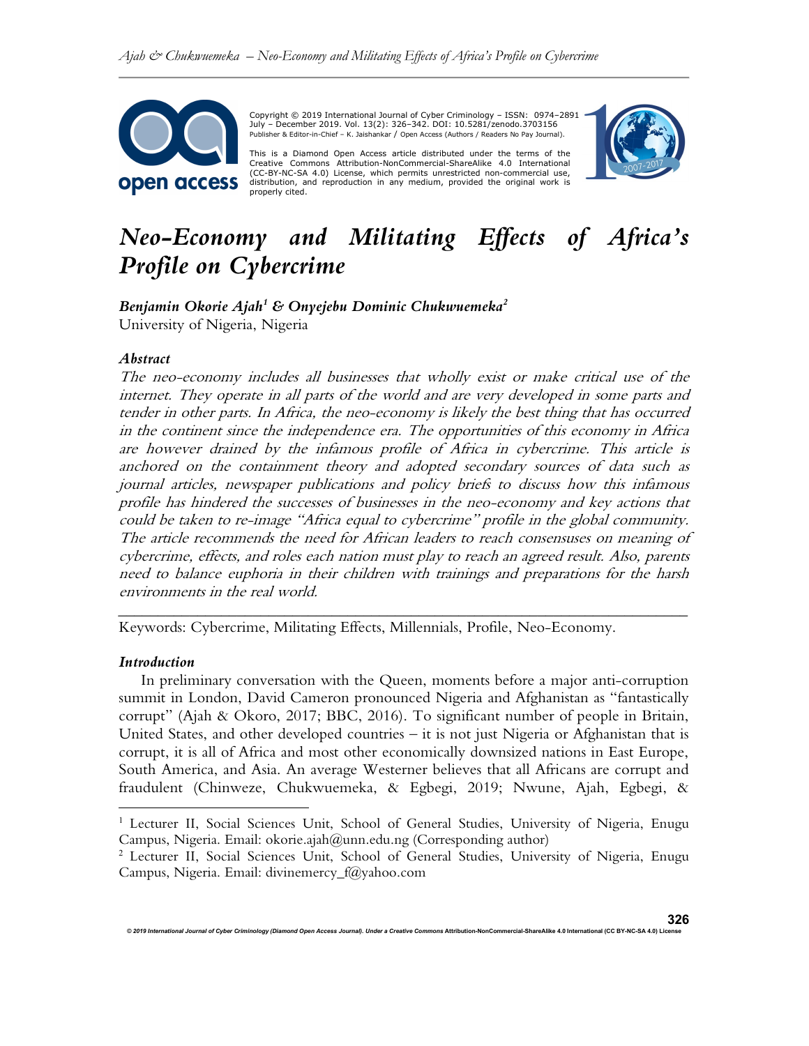Copyright © 2019 International Journal of Cyber Criminology – ISSN: 0974–2891 July – December 2019. Vol. 13(2): 326–342. DOI: 10.5281/zenodo.3703156
Publisher & Editor-in-Chief – K. Jaishankar / Open Access (Authors / Readers No Pay Journal).

This is a Diamond Open Access article distributed under the terms of the Creative Commons Attribution-NonCommercial-ShareAlike 4.0 International (CC-BY-NC-SA 4.0) License, which permits unrestricted non-commercial use, distribution, and reproduction in any medium, provided the original work is properly cited.

# *Neo-Economy and Militating Effects of Africa's Profile on Cybercrime*

***Benjamin Okorie Ajah[1] & Onyejebu Dominic Chukwuemeka[2]***
University of Nigeria, Nigeria

### *Abstract*

*The neo-economy includes all businesses that wholly exist or make critical use of the internet. They operate in all parts of the world and are very developed in some parts and tender in other parts. In Africa, the neo-economy is likely the best thing that has occurred in the continent since the independence era. The opportunities of this economy in Africa are however drained by the infamous profile of Africa in cybercrime. This article is anchored on the containment theory and adopted secondary sources of data such as journal articles, newspaper publications and policy briefs to discuss how this infamous profile has hindered the successes of businesses in the neo-economy and key actions that could be taken to re-image "Africa equal to cybercrime" profile in the global community. The article recommends the need for African leaders to reach consensuses on meaning of cybercrime, effects, and roles each nation must play to reach an agreed result. Also, parents need to balance euphoria in their children with trainings and preparations for the harsh environments in the real world.*

---

Keywords: Cybercrime, Militating Effects, Millennials, Profile, Neo-Economy.

### *Introduction*

In preliminary conversation with the Queen, moments before a major anti-corruption summit in London, David Cameron pronounced Nigeria and Afghanistan as "fantastically corrupt" (Ajah & Okoro, 2017; BBC, 2016). To significant number of people in Britain, United States, and other developed countries – it is not just Nigeria or Afghanistan that is corrupt, it is all of Africa and most other economically downsized nations in East Europe, South America, and Asia. An average Westerner believes that all Africans are corrupt and fraudulent (Chinweze, Chukwuemeka, & Egbegi, 2019; Nwune, Ajah, Egbegi, &

---

[1] Lecturer II, Social Sciences Unit, School of General Studies, University of Nigeria, Enugu Campus, Nigeria. Email: okorie.ajah@unn.edu.ng (Corresponding author)

[2] Lecturer II, Social Sciences Unit, School of General Studies, University of Nigeria, Enugu Campus, Nigeria. Email: divinemercy_f@yahoo.com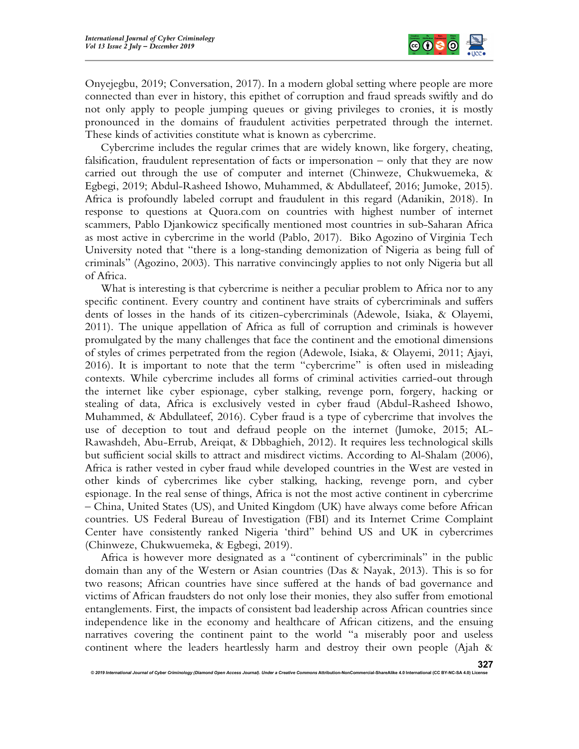Onyejegbu, 2019; Conversation, 2017). In a modern global setting where people are more connected than ever in history, this epithet of corruption and fraud spreads swiftly and do not only apply to people jumping queues or giving privileges to cronies, it is mostly pronounced in the domains of fraudulent activities perpetrated through the internet. These kinds of activities constitute what is known as cybercrime.

Cybercrime includes the regular crimes that are widely known, like forgery, cheating, falsification, fraudulent representation of facts or impersonation – only that they are now carried out through the use of computer and internet (Chinweze, Chukwuemeka, & Egbegi, 2019; Abdul-Rasheed Ishowo, Muhammed, & Abdullateef, 2016; Jumoke, 2015). Africa is profoundly labeled corrupt and fraudulent in this regard (Adanikin, 2018). In response to questions at Quora.com on countries with highest number of internet scammers, Pablo Djankowicz specifically mentioned most countries in sub-Saharan Africa as most active in cybercrime in the world (Pablo, 2017). Biko Agozino of Virginia Tech University noted that "there is a long-standing demonization of Nigeria as being full of criminals" (Agozino, 2003). This narrative convincingly applies to not only Nigeria but all of Africa.

What is interesting is that cybercrime is neither a peculiar problem to Africa nor to any specific continent. Every country and continent have straits of cybercriminals and suffers dents of losses in the hands of its citizen-cybercriminals (Adewole, Isiaka, & Olayemi, 2011). The unique appellation of Africa as full of corruption and criminals is however promulgated by the many challenges that face the continent and the emotional dimensions of styles of crimes perpetrated from the region (Adewole, Isiaka, & Olayemi, 2011; Ajayi, 2016). It is important to note that the term "cybercrime" is often used in misleading contexts. While cybercrime includes all forms of criminal activities carried-out through the internet like cyber espionage, cyber stalking, revenge porn, forgery, hacking or stealing of data, Africa is exclusively vested in cyber fraud (Abdul-Rasheed Ishowo, Muhammed, & Abdullateef, 2016). Cyber fraud is a type of cybercrime that involves the use of deception to tout and defraud people on the internet (Jumoke, 2015; AL-Rawashdeh, Abu-Errub, Areiqat, & Dbbaghieh, 2012). It requires less technological skills but sufficient social skills to attract and misdirect victims. According to Al-Shalam (2006), Africa is rather vested in cyber fraud while developed countries in the West are vested in other kinds of cybercrimes like cyber stalking, hacking, revenge porn, and cyber espionage. In the real sense of things, Africa is not the most active continent in cybercrime – China, United States (US), and United Kingdom (UK) have always come before African countries. US Federal Bureau of Investigation (FBI) and its Internet Crime Complaint Center have consistently ranked Nigeria 'third" behind US and UK in cybercrimes (Chinweze, Chukwuemeka, & Egbegi, 2019).

Africa is however more designated as a "continent of cybercriminals" in the public domain than any of the Western or Asian countries (Das & Nayak, 2013). This is so for two reasons; African countries have since suffered at the hands of bad governance and victims of African fraudsters do not only lose their monies, they also suffer from emotional entanglements. First, the impacts of consistent bad leadership across African countries since independence like in the economy and healthcare of African citizens, and the ensuing narratives covering the continent paint to the world "a miserably poor and useless continent where the leaders heartlessly harm and destroy their own people (Ajah &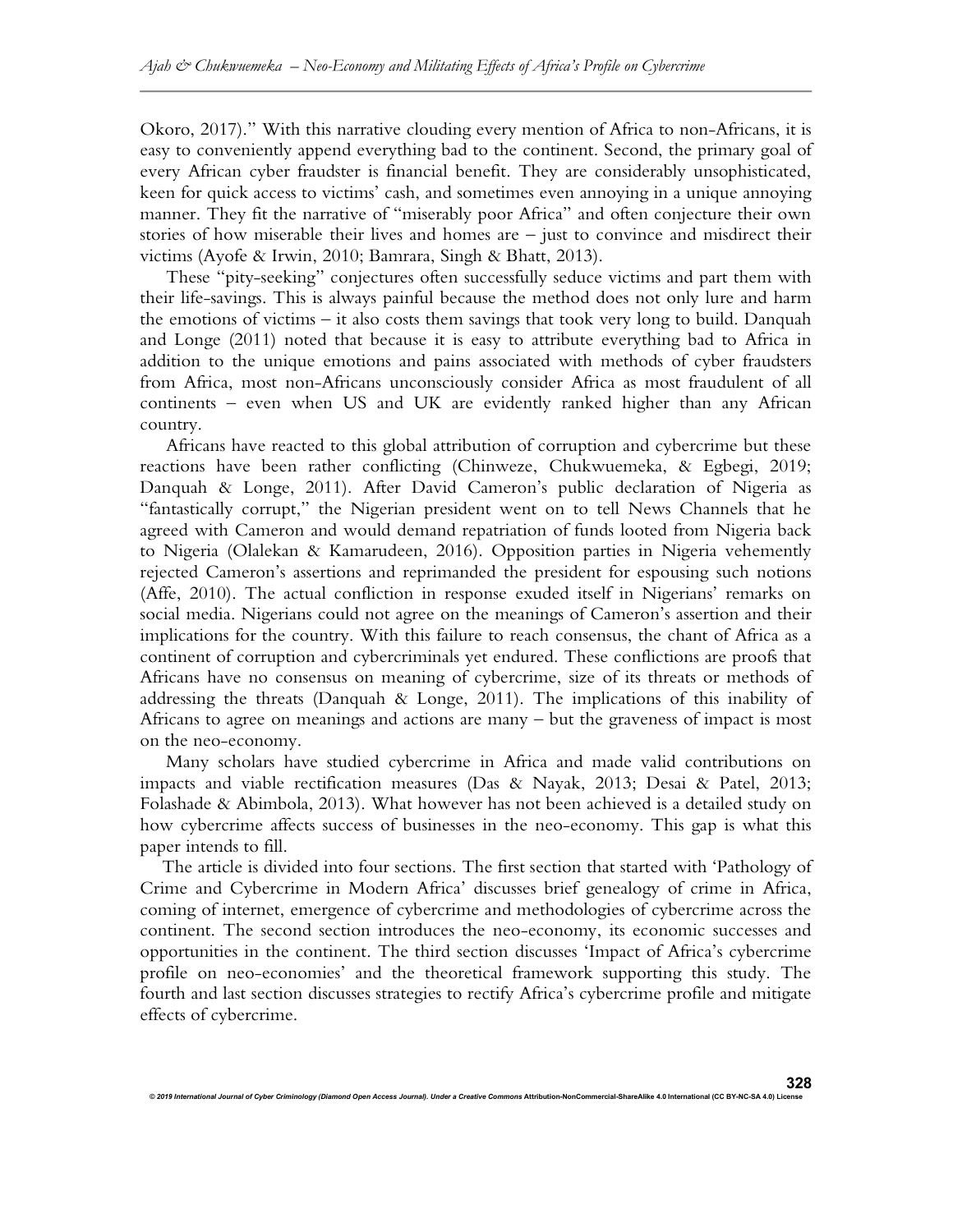Okoro, 2017)." With this narrative clouding every mention of Africa to non-Africans, it is easy to conveniently append everything bad to the continent. Second, the primary goal of every African cyber fraudster is financial benefit. They are considerably unsophisticated, keen for quick access to victims' cash, and sometimes even annoying in a unique annoying manner. They fit the narrative of "miserably poor Africa" and often conjecture their own stories of how miserable their lives and homes are – just to convince and misdirect their victims (Ayofe & Irwin, 2010; Bamrara, Singh & Bhatt, 2013).

These "pity-seeking" conjectures often successfully seduce victims and part them with their life-savings. This is always painful because the method does not only lure and harm the emotions of victims – it also costs them savings that took very long to build. Danquah and Longe (2011) noted that because it is easy to attribute everything bad to Africa in addition to the unique emotions and pains associated with methods of cyber fraudsters from Africa, most non-Africans unconsciously consider Africa as most fraudulent of all continents – even when US and UK are evidently ranked higher than any African country.

Africans have reacted to this global attribution of corruption and cybercrime but these reactions have been rather conflicting (Chinweze, Chukwuemeka, & Egbegi, 2019; Danquah & Longe, 2011). After David Cameron's public declaration of Nigeria as "fantastically corrupt," the Nigerian president went on to tell News Channels that he agreed with Cameron and would demand repatriation of funds looted from Nigeria back to Nigeria (Olalekan & Kamarudeen, 2016). Opposition parties in Nigeria vehemently rejected Cameron's assertions and reprimanded the president for espousing such notions (Affe, 2010). The actual confliction in response exuded itself in Nigerians' remarks on social media. Nigerians could not agree on the meanings of Cameron's assertion and their implications for the country. With this failure to reach consensus, the chant of Africa as a continent of corruption and cybercriminals yet endured. These conflictions are proofs that Africans have no consensus on meaning of cybercrime, size of its threats or methods of addressing the threats (Danquah & Longe, 2011). The implications of this inability of Africans to agree on meanings and actions are many – but the graveness of impact is most on the neo-economy.

Many scholars have studied cybercrime in Africa and made valid contributions on impacts and viable rectification measures (Das & Nayak, 2013; Desai & Patel, 2013; Folashade & Abimbola, 2013). What however has not been achieved is a detailed study on how cybercrime affects success of businesses in the neo-economy. This gap is what this paper intends to fill.

The article is divided into four sections. The first section that started with 'Pathology of Crime and Cybercrime in Modern Africa' discusses brief genealogy of crime in Africa, coming of internet, emergence of cybercrime and methodologies of cybercrime across the continent. The second section introduces the neo-economy, its economic successes and opportunities in the continent. The third section discusses 'Impact of Africa's cybercrime profile on neo-economies' and the theoretical framework supporting this study. The fourth and last section discusses strategies to rectify Africa's cybercrime profile and mitigate effects of cybercrime.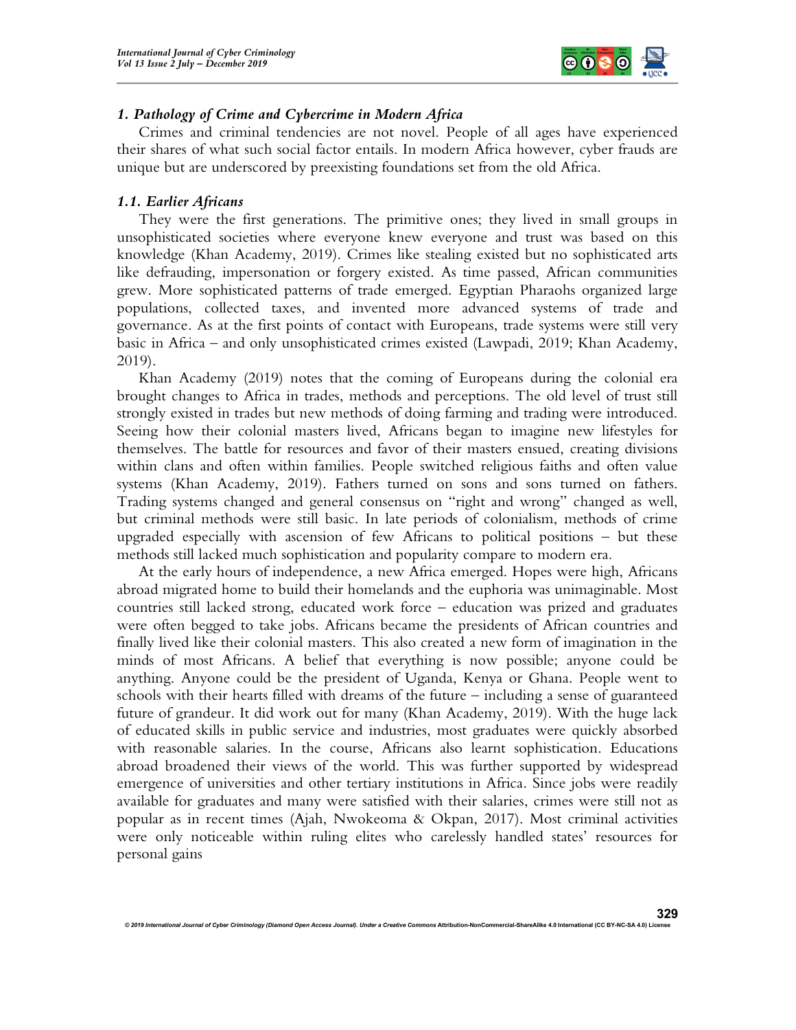## *1. Pathology of Crime and Cybercrime in Modern Africa*

Crimes and criminal tendencies are not novel. People of all ages have experienced their shares of what such social factor entails. In modern Africa however, cyber frauds are unique but are underscored by preexisting foundations set from the old Africa.

### *1.1. Earlier Africans*

They were the first generations. The primitive ones; they lived in small groups in unsophisticated societies where everyone knew everyone and trust was based on this knowledge (Khan Academy, 2019). Crimes like stealing existed but no sophisticated arts like defrauding, impersonation or forgery existed. As time passed, African communities grew. More sophisticated patterns of trade emerged. Egyptian Pharaohs organized large populations, collected taxes, and invented more advanced systems of trade and governance. As at the first points of contact with Europeans, trade systems were still very basic in Africa – and only unsophisticated crimes existed (Lawpadi, 2019; Khan Academy, 2019).

Khan Academy (2019) notes that the coming of Europeans during the colonial era brought changes to Africa in trades, methods and perceptions. The old level of trust still strongly existed in trades but new methods of doing farming and trading were introduced. Seeing how their colonial masters lived, Africans began to imagine new lifestyles for themselves. The battle for resources and favor of their masters ensued, creating divisions within clans and often within families. People switched religious faiths and often value systems (Khan Academy, 2019). Fathers turned on sons and sons turned on fathers. Trading systems changed and general consensus on "right and wrong" changed as well, but criminal methods were still basic. In late periods of colonialism, methods of crime upgraded especially with ascension of few Africans to political positions – but these methods still lacked much sophistication and popularity compare to modern era.

At the early hours of independence, a new Africa emerged. Hopes were high, Africans abroad migrated home to build their homelands and the euphoria was unimaginable. Most countries still lacked strong, educated work force – education was prized and graduates were often begged to take jobs. Africans became the presidents of African countries and finally lived like their colonial masters. This also created a new form of imagination in the minds of most Africans. A belief that everything is now possible; anyone could be anything. Anyone could be the president of Uganda, Kenya or Ghana. People went to schools with their hearts filled with dreams of the future – including a sense of guaranteed future of grandeur. It did work out for many (Khan Academy, 2019). With the huge lack of educated skills in public service and industries, most graduates were quickly absorbed with reasonable salaries. In the course, Africans also learnt sophistication. Educations abroad broadened their views of the world. This was further supported by widespread emergence of universities and other tertiary institutions in Africa. Since jobs were readily available for graduates and many were satisfied with their salaries, crimes were still not as popular as in recent times (Ajah, Nwokeoma & Okpan, 2017). Most criminal activities were only noticeable within ruling elites who carelessly handled states' resources for personal gains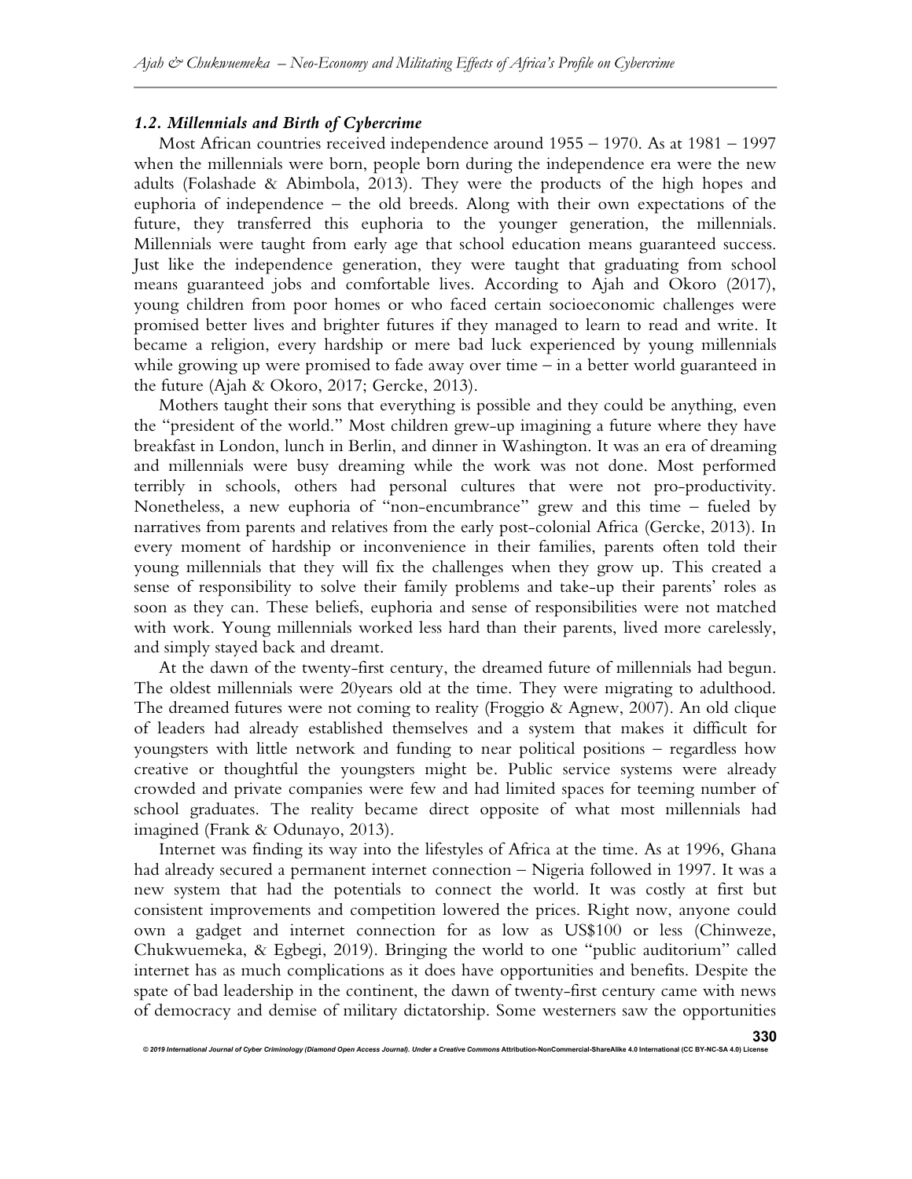### *1.2. Millennials and Birth of Cybercrime*

Most African countries received independence around 1955 – 1970. As at 1981 – 1997 when the millennials were born, people born during the independence era were the new adults (Folashade & Abimbola, 2013). They were the products of the high hopes and euphoria of independence – the old breeds. Along with their own expectations of the future, they transferred this euphoria to the younger generation, the millennials. Millennials were taught from early age that school education means guaranteed success. Just like the independence generation, they were taught that graduating from school means guaranteed jobs and comfortable lives. According to Ajah and Okoro (2017), young children from poor homes or who faced certain socioeconomic challenges were promised better lives and brighter futures if they managed to learn to read and write. It became a religion, every hardship or mere bad luck experienced by young millennials while growing up were promised to fade away over time – in a better world guaranteed in the future (Ajah & Okoro, 2017; Gercke, 2013).

Mothers taught their sons that everything is possible and they could be anything, even the "president of the world." Most children grew-up imagining a future where they have breakfast in London, lunch in Berlin, and dinner in Washington. It was an era of dreaming and millennials were busy dreaming while the work was not done. Most performed terribly in schools, others had personal cultures that were not pro-productivity. Nonetheless, a new euphoria of "non-encumbrance" grew and this time – fueled by narratives from parents and relatives from the early post-colonial Africa (Gercke, 2013). In every moment of hardship or inconvenience in their families, parents often told their young millennials that they will fix the challenges when they grow up. This created a sense of responsibility to solve their family problems and take-up their parents' roles as soon as they can. These beliefs, euphoria and sense of responsibilities were not matched with work. Young millennials worked less hard than their parents, lived more carelessly, and simply stayed back and dreamt.

At the dawn of the twenty-first century, the dreamed future of millennials had begun. The oldest millennials were 20years old at the time. They were migrating to adulthood. The dreamed futures were not coming to reality (Froggio & Agnew, 2007). An old clique of leaders had already established themselves and a system that makes it difficult for youngsters with little network and funding to near political positions – regardless how creative or thoughtful the youngsters might be. Public service systems were already crowded and private companies were few and had limited spaces for teeming number of school graduates. The reality became direct opposite of what most millennials had imagined (Frank & Odunayo, 2013).

Internet was finding its way into the lifestyles of Africa at the time. As at 1996, Ghana had already secured a permanent internet connection – Nigeria followed in 1997. It was a new system that had the potentials to connect the world. It was costly at first but consistent improvements and competition lowered the prices. Right now, anyone could own a gadget and internet connection for as low as US$100 or less (Chinweze, Chukwuemeka, & Egbegi, 2019). Bringing the world to one "public auditorium" called internet has as much complications as it does have opportunities and benefits. Despite the spate of bad leadership in the continent, the dawn of twenty-first century came with news of democracy and demise of military dictatorship. Some westerners saw the opportunities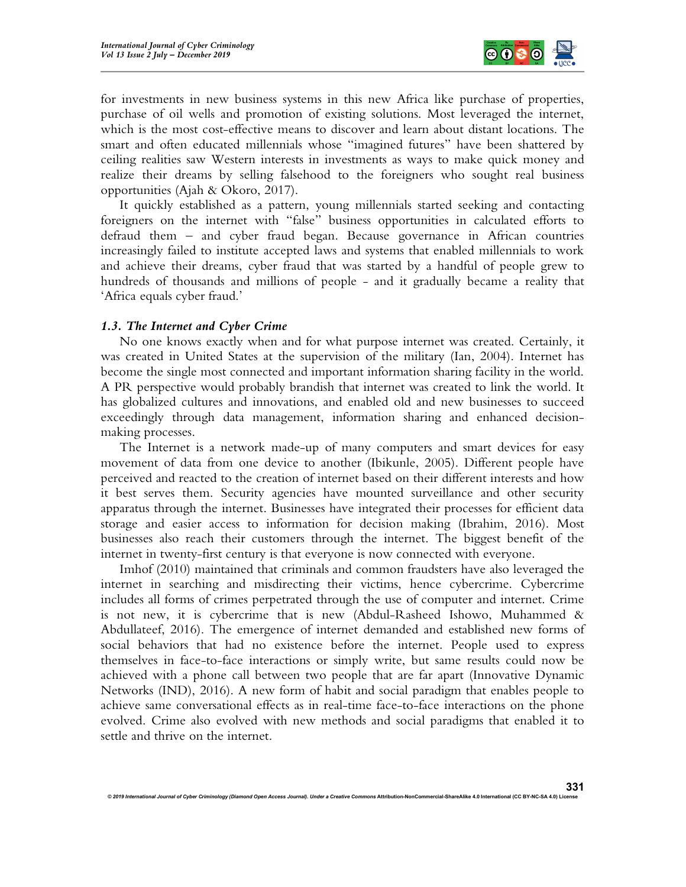for investments in new business systems in this new Africa like purchase of properties, purchase of oil wells and promotion of existing solutions. Most leveraged the internet, which is the most cost-effective means to discover and learn about distant locations. The smart and often educated millennials whose "imagined futures" have been shattered by ceiling realities saw Western interests in investments as ways to make quick money and realize their dreams by selling falsehood to the foreigners who sought real business opportunities (Ajah & Okoro, 2017).

It quickly established as a pattern, young millennials started seeking and contacting foreigners on the internet with "false" business opportunities in calculated efforts to defraud them – and cyber fraud began. Because governance in African countries increasingly failed to institute accepted laws and systems that enabled millennials to work and achieve their dreams, cyber fraud that was started by a handful of people grew to hundreds of thousands and millions of people - and it gradually became a reality that 'Africa equals cyber fraud.'

### *1.3. The Internet and Cyber Crime*

No one knows exactly when and for what purpose internet was created. Certainly, it was created in United States at the supervision of the military (Ian, 2004). Internet has become the single most connected and important information sharing facility in the world. A PR perspective would probably brandish that internet was created to link the world. It has globalized cultures and innovations, and enabled old and new businesses to succeed exceedingly through data management, information sharing and enhanced decision-making processes.

The Internet is a network made-up of many computers and smart devices for easy movement of data from one device to another (Ibikunle, 2005). Different people have perceived and reacted to the creation of internet based on their different interests and how it best serves them. Security agencies have mounted surveillance and other security apparatus through the internet. Businesses have integrated their processes for efficient data storage and easier access to information for decision making (Ibrahim, 2016). Most businesses also reach their customers through the internet. The biggest benefit of the internet in twenty-first century is that everyone is now connected with everyone.

Imhof (2010) maintained that criminals and common fraudsters have also leveraged the internet in searching and misdirecting their victims, hence cybercrime. Cybercrime includes all forms of crimes perpetrated through the use of computer and internet. Crime is not new, it is cybercrime that is new (Abdul-Rasheed Ishowo, Muhammed & Abdullateef, 2016). The emergence of internet demanded and established new forms of social behaviors that had no existence before the internet. People used to express themselves in face-to-face interactions or simply write, but same results could now be achieved with a phone call between two people that are far apart (Innovative Dynamic Networks (IND), 2016). A new form of habit and social paradigm that enables people to achieve same conversational effects as in real-time face-to-face interactions on the phone evolved. Crime also evolved with new methods and social paradigms that enabled it to settle and thrive on the internet.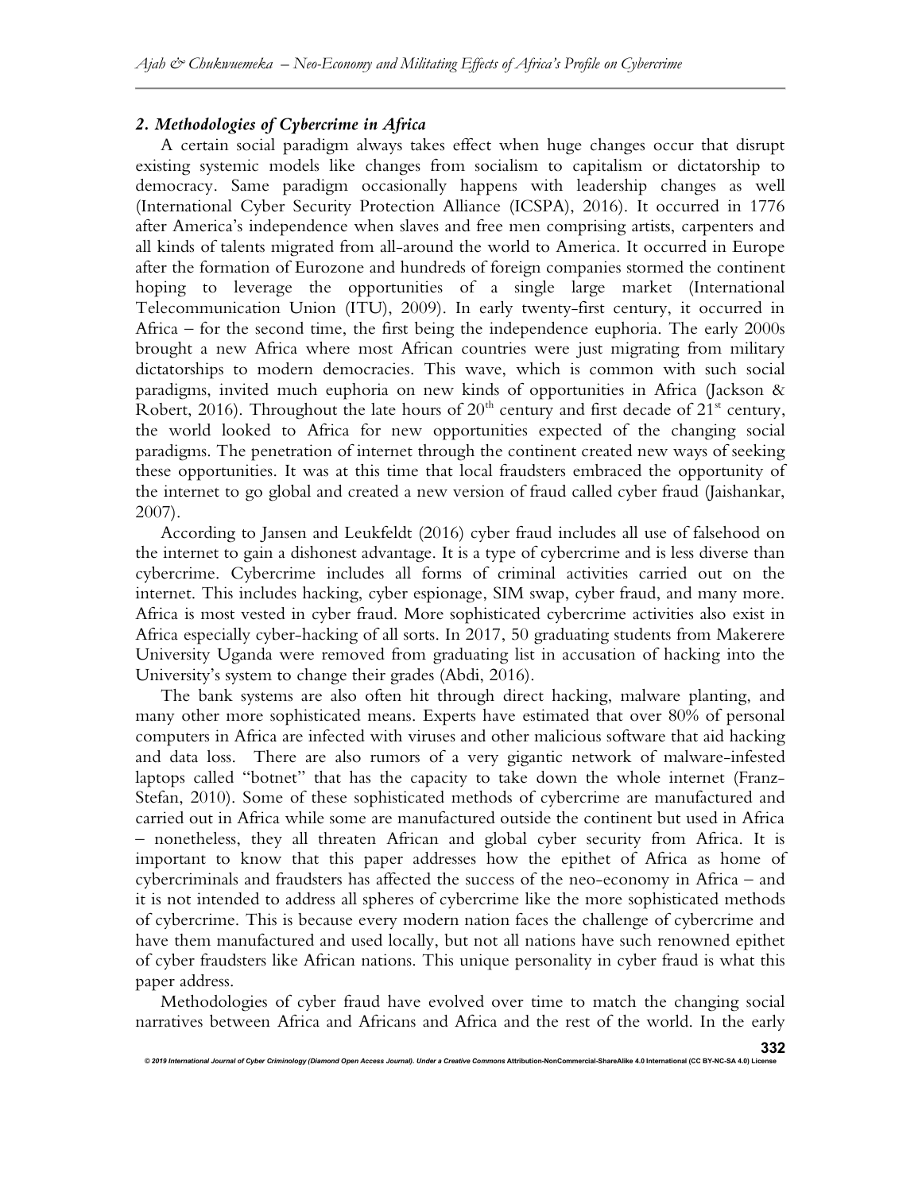## *2. Methodologies of Cybercrime in Africa*

A certain social paradigm always takes effect when huge changes occur that disrupt existing systemic models like changes from socialism to capitalism or dictatorship to democracy. Same paradigm occasionally happens with leadership changes as well (International Cyber Security Protection Alliance (ICSPA), 2016). It occurred in 1776 after America's independence when slaves and free men comprising artists, carpenters and all kinds of talents migrated from all-around the world to America. It occurred in Europe after the formation of Eurozone and hundreds of foreign companies stormed the continent hoping to leverage the opportunities of a single large market (International Telecommunication Union (ITU), 2009). In early twenty-first century, it occurred in Africa – for the second time, the first being the independence euphoria. The early 2000s brought a new Africa where most African countries were just migrating from military dictatorships to modern democracies. This wave, which is common with such social paradigms, invited much euphoria on new kinds of opportunities in Africa (Jackson & Robert, 2016). Throughout the late hours of 20th century and first decade of 21st century, the world looked to Africa for new opportunities expected of the changing social paradigms. The penetration of internet through the continent created new ways of seeking these opportunities. It was at this time that local fraudsters embraced the opportunity of the internet to go global and created a new version of fraud called cyber fraud (Jaishankar, 2007).

According to Jansen and Leukfeldt (2016) cyber fraud includes all use of falsehood on the internet to gain a dishonest advantage. It is a type of cybercrime and is less diverse than cybercrime. Cybercrime includes all forms of criminal activities carried out on the internet. This includes hacking, cyber espionage, SIM swap, cyber fraud, and many more. Africa is most vested in cyber fraud. More sophisticated cybercrime activities also exist in Africa especially cyber-hacking of all sorts. In 2017, 50 graduating students from Makerere University Uganda were removed from graduating list in accusation of hacking into the University's system to change their grades (Abdi, 2016).

The bank systems are also often hit through direct hacking, malware planting, and many other more sophisticated means. Experts have estimated that over 80% of personal computers in Africa are infected with viruses and other malicious software that aid hacking and data loss. There are also rumors of a very gigantic network of malware-infested laptops called "botnet" that has the capacity to take down the whole internet (Franz-Stefan, 2010). Some of these sophisticated methods of cybercrime are manufactured and carried out in Africa while some are manufactured outside the continent but used in Africa – nonetheless, they all threaten African and global cyber security from Africa. It is important to know that this paper addresses how the epithet of Africa as home of cybercriminals and fraudsters has affected the success of the neo-economy in Africa – and it is not intended to address all spheres of cybercrime like the more sophisticated methods of cybercrime. This is because every modern nation faces the challenge of cybercrime and have them manufactured and used locally, but not all nations have such renowned epithet of cyber fraudsters like African nations. This unique personality in cyber fraud is what this paper address.

Methodologies of cyber fraud have evolved over time to match the changing social narratives between Africa and Africans and Africa and the rest of the world. In the early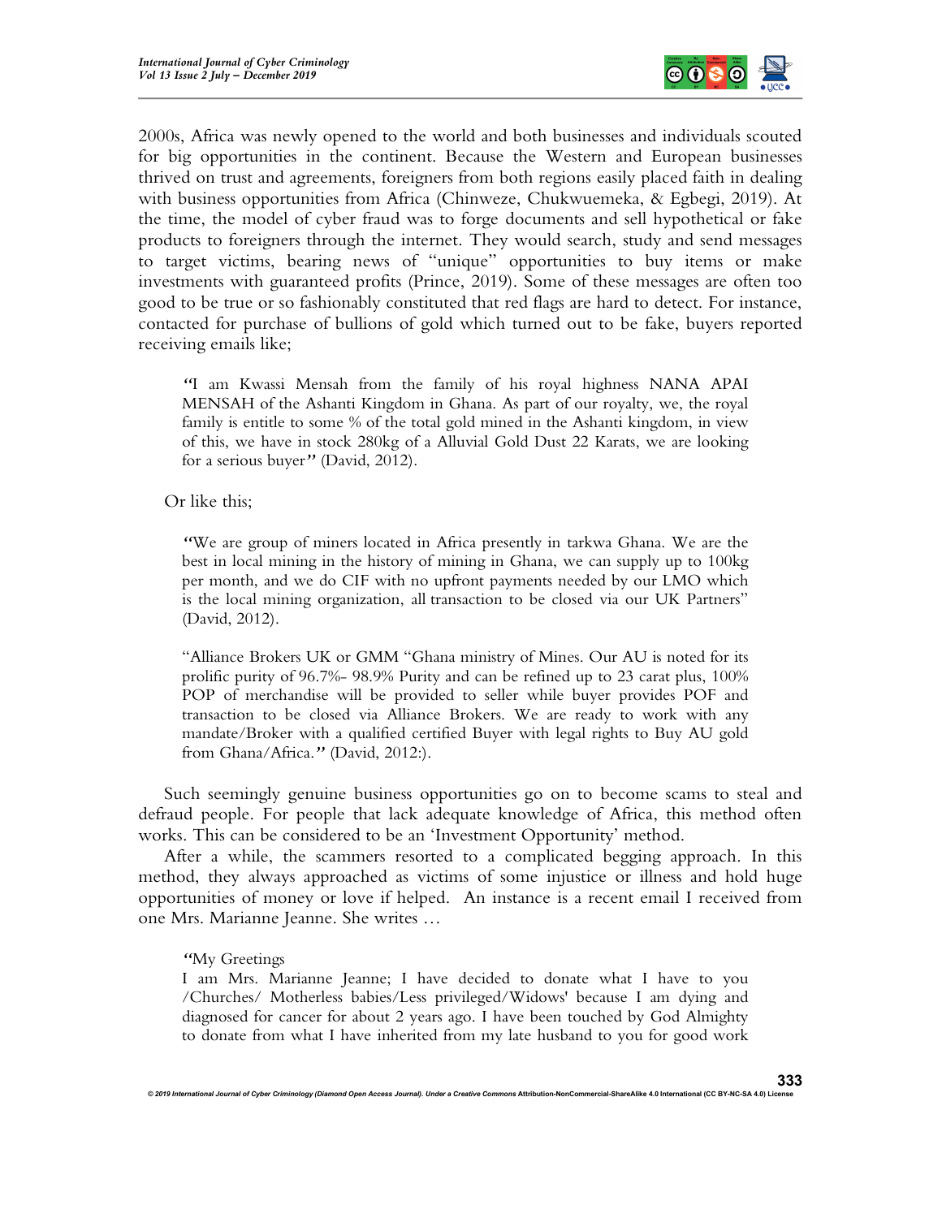2000s, Africa was newly opened to the world and both businesses and individuals scouted for big opportunities in the continent. Because the Western and European businesses thrived on trust and agreements, foreigners from both regions easily placed faith in dealing with business opportunities from Africa (Chinweze, Chukwuemeka, & Egbegi, 2019). At the time, the model of cyber fraud was to forge documents and sell hypothetical or fake products to foreigners through the internet. They would search, study and send messages to target victims, bearing news of "unique" opportunities to buy items or make investments with guaranteed profits (Prince, 2019). Some of these messages are often too good to be true or so fashionably constituted that red flags are hard to detect. For instance, contacted for purchase of bullions of gold which turned out to be fake, buyers reported receiving emails like;

> "I am Kwassi Mensah from the family of his royal highness NANA APAI MENSAH of the Ashanti Kingdom in Ghana. As part of our royalty, we, the royal family is entitle to some % of the total gold mined in the Ashanti kingdom, in view of this, we have in stock 280kg of a Alluvial Gold Dust 22 Karats, we are looking for a serious buyer" (David, 2012).

Or like this;

> "We are group of miners located in Africa presently in tarkwa Ghana. We are the best in local mining in the history of mining in Ghana, we can supply up to 100kg per month, and we do CIF with no upfront payments needed by our LMO which is the local mining organization, all transaction to be closed via our UK Partners" (David, 2012).
>
> "Alliance Brokers UK or GMM "Ghana ministry of Mines. Our AU is noted for its prolific purity of 96.7%- 98.9% Purity and can be refined up to 23 carat plus, 100% POP of merchandise will be provided to seller while buyer provides POF and transaction to be closed via Alliance Brokers. We are ready to work with any mandate/Broker with a qualified certified Buyer with legal rights to Buy AU gold from Ghana/Africa." (David, 2012:).

Such seemingly genuine business opportunities go on to become scams to steal and defraud people. For people that lack adequate knowledge of Africa, this method often works. This can be considered to be an 'Investment Opportunity' method.

After a while, the scammers resorted to a complicated begging approach. In this method, they always approached as victims of some injustice or illness and hold huge opportunities of money or love if helped. An instance is a recent email I received from one Mrs. Marianne Jeanne. She writes …

> "My Greetings
> I am Mrs. Marianne Jeanne; I have decided to donate what I have to you /Churches/ Motherless babies/Less privileged/Widows' because I am dying and diagnosed for cancer for about 2 years ago. I have been touched by God Almighty to donate from what I have inherited from my late husband to you for good work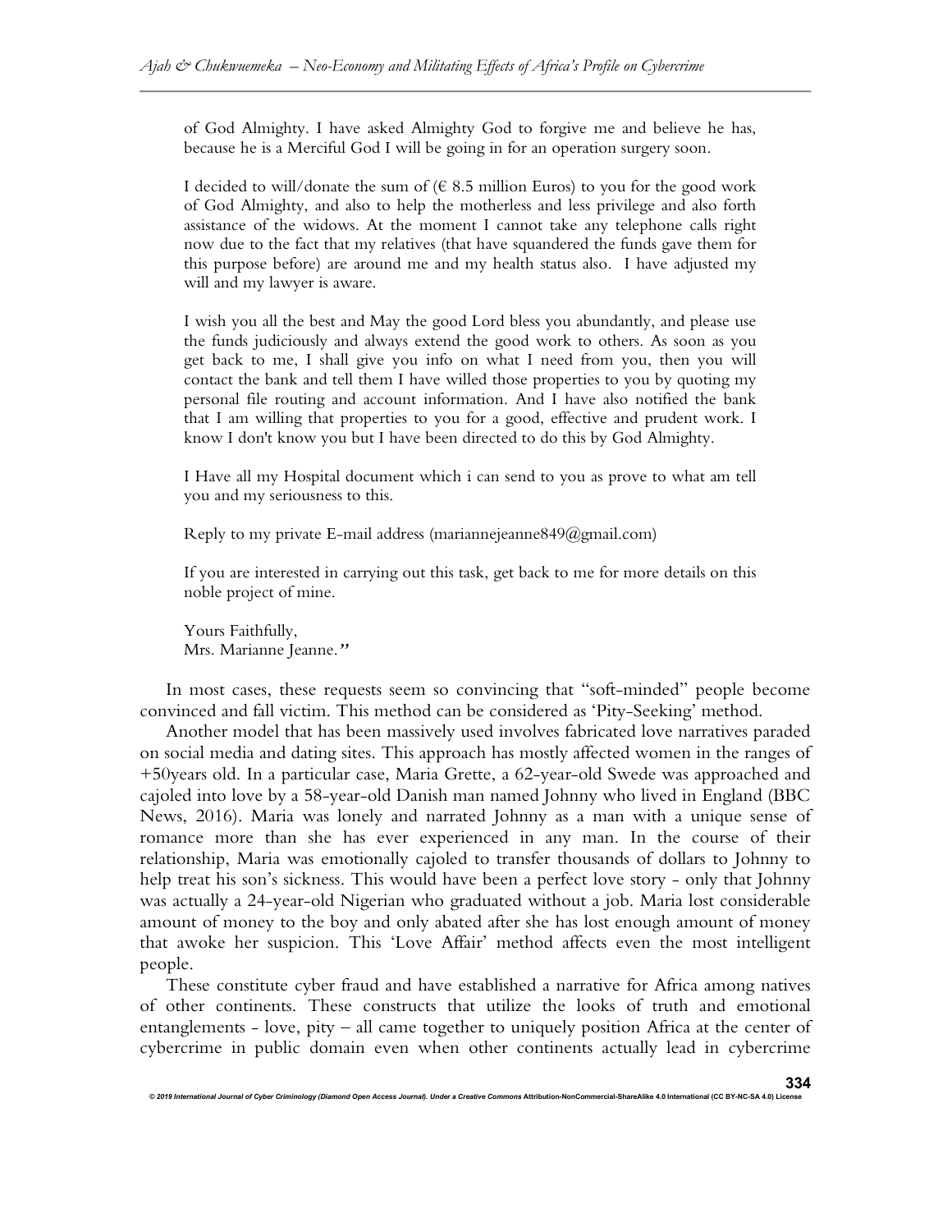of God Almighty. I have asked Almighty God to forgive me and believe he has, because he is a Merciful God I will be going in for an operation surgery soon.

> I decided to will/donate the sum of (€ 8.5 million Euros) to you for the good work of God Almighty, and also to help the motherless and less privilege and also forth assistance of the widows. At the moment I cannot take any telephone calls right now due to the fact that my relatives (that have squandered the funds gave them for this purpose before) are around me and my health status also. I have adjusted my will and my lawyer is aware.
>
> I wish you all the best and May the good Lord bless you abundantly, and please use the funds judiciously and always extend the good work to others. As soon as you get back to me, I shall give you info on what I need from you, then you will contact the bank and tell them I have willed those properties to you by quoting my personal file routing and account information. And I have also notified the bank that I am willing that properties to you for a good, effective and prudent work. I know I don't know you but I have been directed to do this by God Almighty.
>
> I Have all my Hospital document which i can send to you as prove to what am tell you and my seriousness to this.
>
> Reply to my private E-mail address (mariannejeanne849@gmail.com)
>
> If you are interested in carrying out this task, get back to me for more details on this noble project of mine.
>
> Yours Faithfully,
> Mrs. Marianne Jeanne."

In most cases, these requests seem so convincing that "soft-minded" people become convinced and fall victim. This method can be considered as 'Pity-Seeking' method.

Another model that has been massively used involves fabricated love narratives paraded on social media and dating sites. This approach has mostly affected women in the ranges of +50years old. In a particular case, Maria Grette, a 62-year-old Swede was approached and cajoled into love by a 58-year-old Danish man named Johnny who lived in England (BBC News, 2016). Maria was lonely and narrated Johnny as a man with a unique sense of romance more than she has ever experienced in any man. In the course of their relationship, Maria was emotionally cajoled to transfer thousands of dollars to Johnny to help treat his son's sickness. This would have been a perfect love story - only that Johnny was actually a 24-year-old Nigerian who graduated without a job. Maria lost considerable amount of money to the boy and only abated after she has lost enough amount of money that awoke her suspicion. This 'Love Affair' method affects even the most intelligent people.

These constitute cyber fraud and have established a narrative for Africa among natives of other continents. These constructs that utilize the looks of truth and emotional entanglements - love, pity – all came together to uniquely position Africa at the center of cybercrime in public domain even when other continents actually lead in cybercrime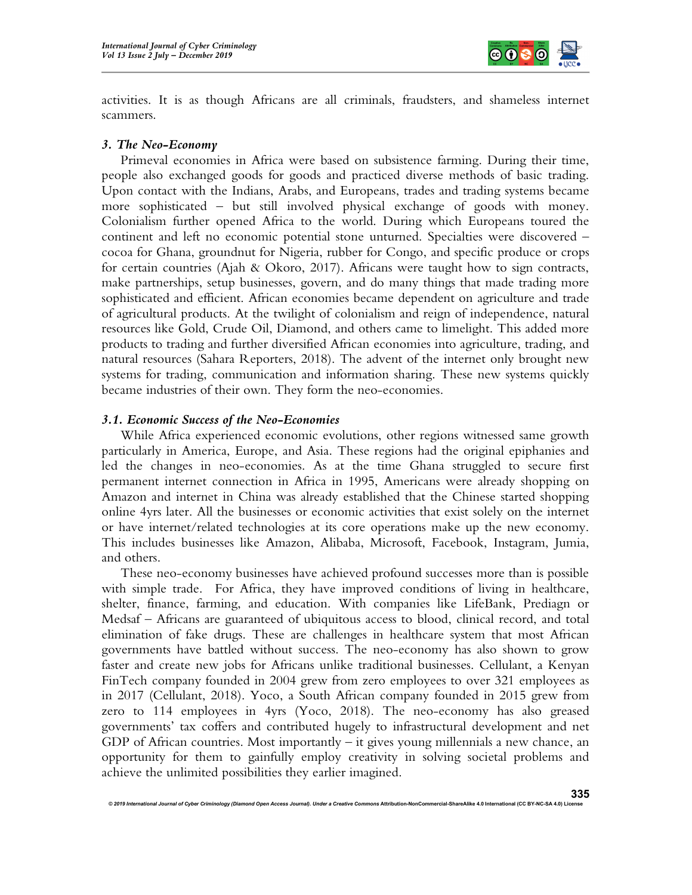activities. It is as though Africans are all criminals, fraudsters, and shameless internet scammers.

### *3. The Neo-Economy*

Primeval economies in Africa were based on subsistence farming. During their time, people also exchanged goods for goods and practiced diverse methods of basic trading. Upon contact with the Indians, Arabs, and Europeans, trades and trading systems became more sophisticated – but still involved physical exchange of goods with money. Colonialism further opened Africa to the world. During which Europeans toured the continent and left no economic potential stone unturned. Specialties were discovered – cocoa for Ghana, groundnut for Nigeria, rubber for Congo, and specific produce or crops for certain countries (Ajah & Okoro, 2017). Africans were taught how to sign contracts, make partnerships, setup businesses, govern, and do many things that made trading more sophisticated and efficient. African economies became dependent on agriculture and trade of agricultural products. At the twilight of colonialism and reign of independence, natural resources like Gold, Crude Oil, Diamond, and others came to limelight. This added more products to trading and further diversified African economies into agriculture, trading, and natural resources (Sahara Reporters, 2018). The advent of the internet only brought new systems for trading, communication and information sharing. These new systems quickly became industries of their own. They form the neo-economies.

### *3.1. Economic Success of the Neo-Economies*

While Africa experienced economic evolutions, other regions witnessed same growth particularly in America, Europe, and Asia. These regions had the original epiphanies and led the changes in neo-economies. As at the time Ghana struggled to secure first permanent internet connection in Africa in 1995, Americans were already shopping on Amazon and internet in China was already established that the Chinese started shopping online 4yrs later. All the businesses or economic activities that exist solely on the internet or have internet/related technologies at its core operations make up the new economy. This includes businesses like Amazon, Alibaba, Microsoft, Facebook, Instagram, Jumia, and others.

These neo-economy businesses have achieved profound successes more than is possible with simple trade. For Africa, they have improved conditions of living in healthcare, shelter, finance, farming, and education. With companies like LifeBank, Prediagn or Medsaf – Africans are guaranteed of ubiquitous access to blood, clinical record, and total elimination of fake drugs. These are challenges in healthcare system that most African governments have battled without success. The neo-economy has also shown to grow faster and create new jobs for Africans unlike traditional businesses. Cellulant, a Kenyan FinTech company founded in 2004 grew from zero employees to over 321 employees as in 2017 (Cellulant, 2018). Yoco, a South African company founded in 2015 grew from zero to 114 employees in 4yrs (Yoco, 2018). The neo-economy has also greased governments' tax coffers and contributed hugely to infrastructural development and net GDP of African countries. Most importantly – it gives young millennials a new chance, an opportunity for them to gainfully employ creativity in solving societal problems and achieve the unlimited possibilities they earlier imagined.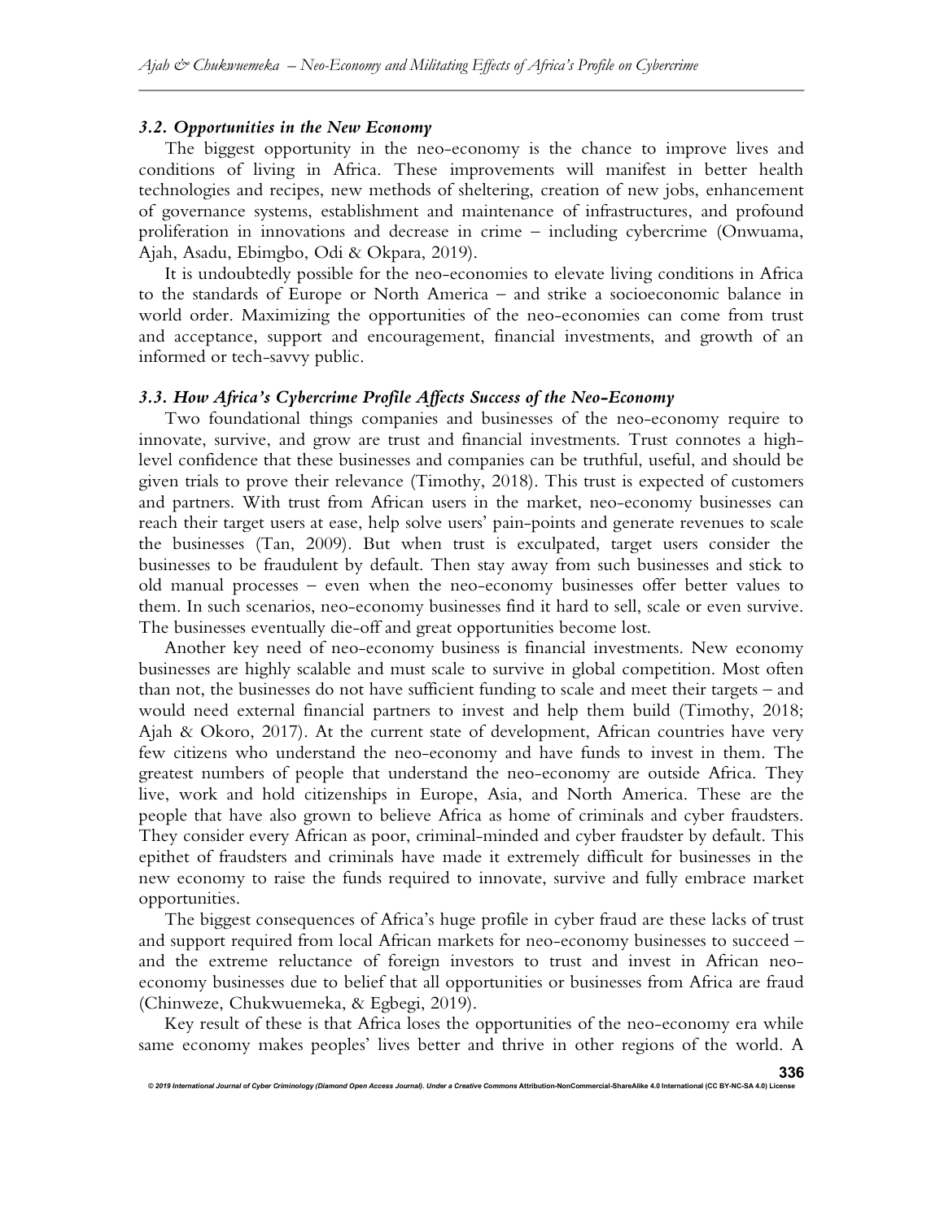### *3.2. Opportunities in the New Economy*

The biggest opportunity in the neo-economy is the chance to improve lives and conditions of living in Africa. These improvements will manifest in better health technologies and recipes, new methods of sheltering, creation of new jobs, enhancement of governance systems, establishment and maintenance of infrastructures, and profound proliferation in innovations and decrease in crime – including cybercrime (Onwuama, Ajah, Asadu, Ebimgbo, Odi & Okpara, 2019).

It is undoubtedly possible for the neo-economies to elevate living conditions in Africa to the standards of Europe or North America – and strike a socioeconomic balance in world order. Maximizing the opportunities of the neo-economies can come from trust and acceptance, support and encouragement, financial investments, and growth of an informed or tech-savvy public.

### *3.3. How Africa's Cybercrime Profile Affects Success of the Neo-Economy*

Two foundational things companies and businesses of the neo-economy require to innovate, survive, and grow are trust and financial investments. Trust connotes a high-level confidence that these businesses and companies can be truthful, useful, and should be given trials to prove their relevance (Timothy, 2018). This trust is expected of customers and partners. With trust from African users in the market, neo-economy businesses can reach their target users at ease, help solve users' pain-points and generate revenues to scale the businesses (Tan, 2009). But when trust is exculpated, target users consider the businesses to be fraudulent by default. Then stay away from such businesses and stick to old manual processes – even when the neo-economy businesses offer better values to them. In such scenarios, neo-economy businesses find it hard to sell, scale or even survive. The businesses eventually die-off and great opportunities become lost.

Another key need of neo-economy business is financial investments. New economy businesses are highly scalable and must scale to survive in global competition. Most often than not, the businesses do not have sufficient funding to scale and meet their targets – and would need external financial partners to invest and help them build (Timothy, 2018; Ajah & Okoro, 2017). At the current state of development, African countries have very few citizens who understand the neo-economy and have funds to invest in them. The greatest numbers of people that understand the neo-economy are outside Africa. They live, work and hold citizenships in Europe, Asia, and North America. These are the people that have also grown to believe Africa as home of criminals and cyber fraudsters. They consider every African as poor, criminal-minded and cyber fraudster by default. This epithet of fraudsters and criminals have made it extremely difficult for businesses in the new economy to raise the funds required to innovate, survive and fully embrace market opportunities.

The biggest consequences of Africa's huge profile in cyber fraud are these lacks of trust and support required from local African markets for neo-economy businesses to succeed – and the extreme reluctance of foreign investors to trust and invest in African neo-economy businesses due to belief that all opportunities or businesses from Africa are fraud (Chinweze, Chukwuemeka, & Egbegi, 2019).

Key result of these is that Africa loses the opportunities of the neo-economy era while same economy makes peoples' lives better and thrive in other regions of the world. A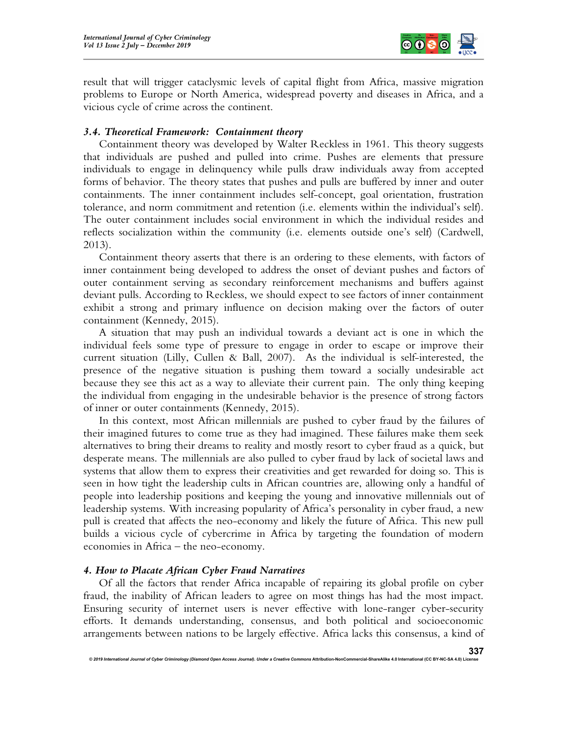result that will trigger cataclysmic levels of capital flight from Africa, massive migration problems to Europe or North America, widespread poverty and diseases in Africa, and a vicious cycle of crime across the continent.

### *3.4. Theoretical Framework: Containment theory*

Containment theory was developed by Walter Reckless in 1961. This theory suggests that individuals are pushed and pulled into crime. Pushes are elements that pressure individuals to engage in delinquency while pulls draw individuals away from accepted forms of behavior. The theory states that pushes and pulls are buffered by inner and outer containments. The inner containment includes self-concept, goal orientation, frustration tolerance, and norm commitment and retention (i.e. elements within the individual's self). The outer containment includes social environment in which the individual resides and reflects socialization within the community (i.e. elements outside one's self) (Cardwell, 2013).

Containment theory asserts that there is an ordering to these elements, with factors of inner containment being developed to address the onset of deviant pushes and factors of outer containment serving as secondary reinforcement mechanisms and buffers against deviant pulls. According to Reckless, we should expect to see factors of inner containment exhibit a strong and primary influence on decision making over the factors of outer containment (Kennedy, 2015).

A situation that may push an individual towards a deviant act is one in which the individual feels some type of pressure to engage in order to escape or improve their current situation (Lilly, Cullen & Ball, 2007). As the individual is self-interested, the presence of the negative situation is pushing them toward a socially undesirable act because they see this act as a way to alleviate their current pain. The only thing keeping the individual from engaging in the undesirable behavior is the presence of strong factors of inner or outer containments (Kennedy, 2015).

In this context, most African millennials are pushed to cyber fraud by the failures of their imagined futures to come true as they had imagined. These failures make them seek alternatives to bring their dreams to reality and mostly resort to cyber fraud as a quick, but desperate means. The millennials are also pulled to cyber fraud by lack of societal laws and systems that allow them to express their creativities and get rewarded for doing so. This is seen in how tight the leadership cults in African countries are, allowing only a handful of people into leadership positions and keeping the young and innovative millennials out of leadership systems. With increasing popularity of Africa's personality in cyber fraud, a new pull is created that affects the neo-economy and likely the future of Africa. This new pull builds a vicious cycle of cybercrime in Africa by targeting the foundation of modern economies in Africa – the neo-economy.

## *4. How to Placate African Cyber Fraud Narratives*

Of all the factors that render Africa incapable of repairing its global profile on cyber fraud, the inability of African leaders to agree on most things has had the most impact. Ensuring security of internet users is never effective with lone-ranger cyber-security efforts. It demands understanding, consensus, and both political and socioeconomic arrangements between nations to be largely effective. Africa lacks this consensus, a kind of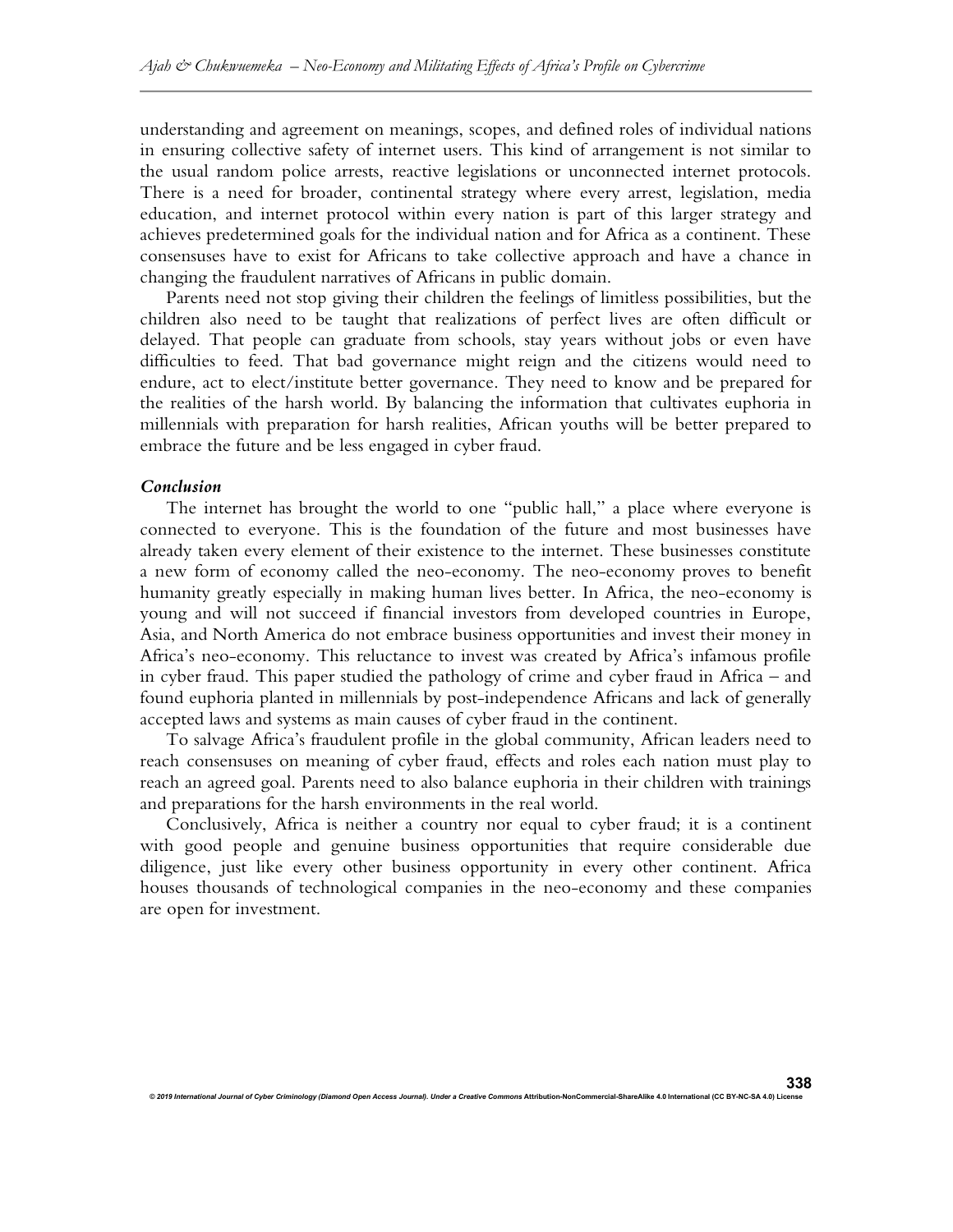understanding and agreement on meanings, scopes, and defined roles of individual nations in ensuring collective safety of internet users. This kind of arrangement is not similar to the usual random police arrests, reactive legislations or unconnected internet protocols. There is a need for broader, continental strategy where every arrest, legislation, media education, and internet protocol within every nation is part of this larger strategy and achieves predetermined goals for the individual nation and for Africa as a continent. These consensuses have to exist for Africans to take collective approach and have a chance in changing the fraudulent narratives of Africans in public domain.

Parents need not stop giving their children the feelings of limitless possibilities, but the children also need to be taught that realizations of perfect lives are often difficult or delayed. That people can graduate from schools, stay years without jobs or even have difficulties to feed. That bad governance might reign and the citizens would need to endure, act to elect/institute better governance. They need to know and be prepared for the realities of the harsh world. By balancing the information that cultivates euphoria in millennials with preparation for harsh realities, African youths will be better prepared to embrace the future and be less engaged in cyber fraud.

### *Conclusion*

The internet has brought the world to one "public hall," a place where everyone is connected to everyone. This is the foundation of the future and most businesses have already taken every element of their existence to the internet. These businesses constitute a new form of economy called the neo-economy. The neo-economy proves to benefit humanity greatly especially in making human lives better. In Africa, the neo-economy is young and will not succeed if financial investors from developed countries in Europe, Asia, and North America do not embrace business opportunities and invest their money in Africa's neo-economy. This reluctance to invest was created by Africa's infamous profile in cyber fraud. This paper studied the pathology of crime and cyber fraud in Africa – and found euphoria planted in millennials by post-independence Africans and lack of generally accepted laws and systems as main causes of cyber fraud in the continent.

To salvage Africa's fraudulent profile in the global community, African leaders need to reach consensuses on meaning of cyber fraud, effects and roles each nation must play to reach an agreed goal. Parents need to also balance euphoria in their children with trainings and preparations for the harsh environments in the real world.

Conclusively, Africa is neither a country nor equal to cyber fraud; it is a continent with good people and genuine business opportunities that require considerable due diligence, just like every other business opportunity in every other continent. Africa houses thousands of technological companies in the neo-economy and these companies are open for investment.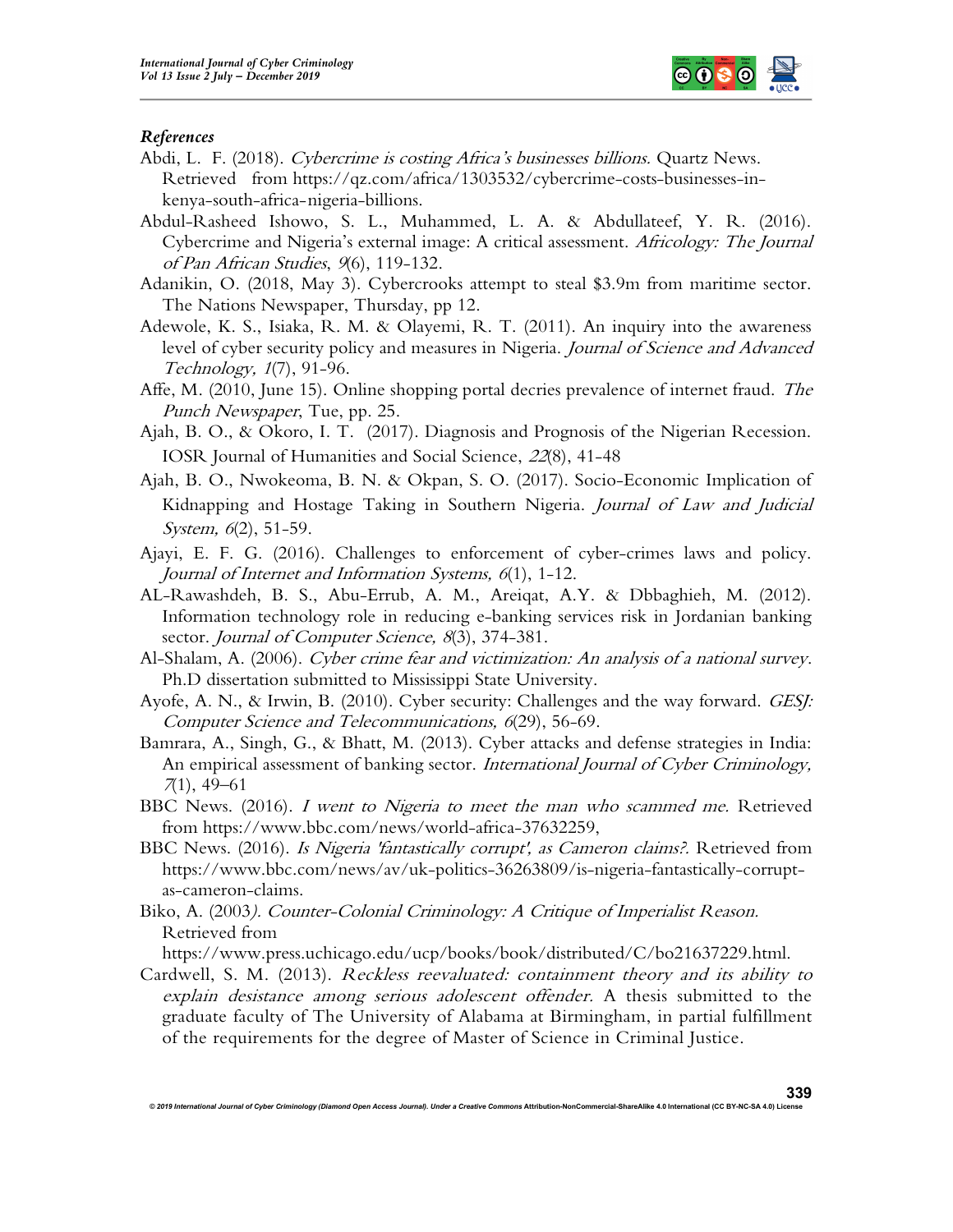### *References*

Abdi, L. F. (2018). *Cybercrime is costing Africa's businesses billions.* Quartz News. Retrieved from https://qz.com/africa/1303532/cybercrime-costs-businesses-in-kenya-south-africa-nigeria-billions.

Abdul-Rasheed Ishowo, S. L., Muhammed, L. A. & Abdullateef, Y. R. (2016). Cybercrime and Nigeria's external image: A critical assessment. *Africology: The Journal of Pan African Studies*, *9*(6), 119-132.

Adanikin, O. (2018, May 3). Cybercrooks attempt to steal $3.9m from maritime sector. The Nations Newspaper, Thursday, pp 12.

Adewole, K. S., Isiaka, R. M. & Olayemi, R. T. (2011). An inquiry into the awareness level of cyber security policy and measures in Nigeria. *Journal of Science and Advanced Technology, 1*(7), 91-96.

Affe, M. (2010, June 15). Online shopping portal decries prevalence of internet fraud. *The Punch Newspaper*, Tue, pp. 25.

Ajah, B. O., & Okoro, I. T. (2017). Diagnosis and Prognosis of the Nigerian Recession. IOSR Journal of Humanities and Social Science, *22*(8), 41-48

Ajah, B. O., Nwokeoma, B. N. & Okpan, S. O. (2017). Socio-Economic Implication of Kidnapping and Hostage Taking in Southern Nigeria. *Journal of Law and Judicial System, 6*(2), 51-59.

Ajayi, E. F. G. (2016). Challenges to enforcement of cyber-crimes laws and policy. *Journal of Internet and Information Systems, 6*(1), 1-12.

AL-Rawashdeh, B. S., Abu-Errub, A. M., Areiqat, A.Y. & Dbbaghieh, M. (2012). Information technology role in reducing e-banking services risk in Jordanian banking sector. *Journal of Computer Science, 8*(3), 374-381.

Al-Shalam, A. (2006). *Cyber crime fear and victimization: An analysis of a national survey*. Ph.D dissertation submitted to Mississippi State University.

Ayofe, A. N., & Irwin, B. (2010). Cyber security: Challenges and the way forward. *GESJ: Computer Science and Telecommunications, 6*(29), 56-69.

Bamrara, A., Singh, G., & Bhatt, M. (2013). Cyber attacks and defense strategies in India: An empirical assessment of banking sector. *International Journal of Cyber Criminology, 7*(1), 49–61

BBC News. (2016). *I went to Nigeria to meet the man who scammed me.* Retrieved from https://www.bbc.com/news/world-africa-37632259,

BBC News. (2016). *Is Nigeria 'fantastically corrupt', as Cameron claims?.* Retrieved from https://www.bbc.com/news/av/uk-politics-36263809/is-nigeria-fantastically-corrupt-as-cameron-claims.

Biko, A. (2003*). Counter-Colonial Criminology: A Critique of Imperialist Reason.* Retrieved from https://www.press.uchicago.edu/ucp/books/book/distributed/C/bo21637229.html.

Cardwell, S. M. (2013). *Reckless reevaluated: containment theory and its ability to explain desistance among serious adolescent offender.* A thesis submitted to the graduate faculty of The University of Alabama at Birmingham, in partial fulfillment of the requirements for the degree of Master of Science in Criminal Justice.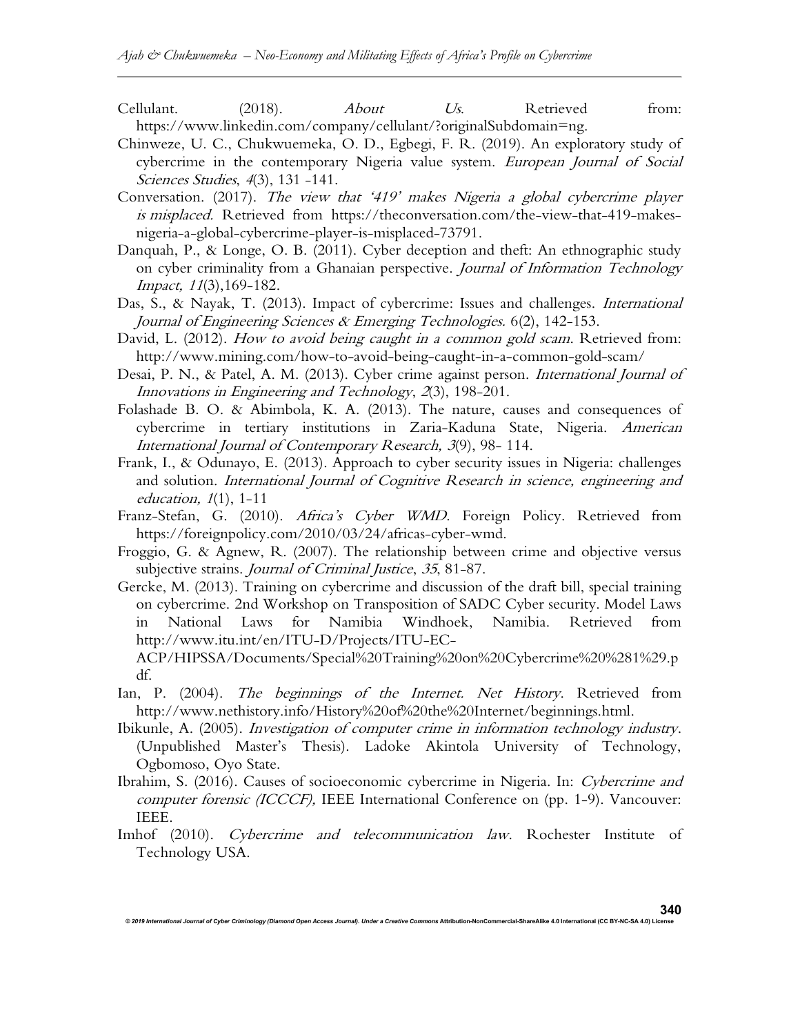Cellulant. (2018). *About Us*. Retrieved from: https://www.linkedin.com/company/cellulant/?originalSubdomain=ng.

Chinweze, U. C., Chukwuemeka, O. D., Egbegi, F. R. (2019). An exploratory study of cybercrime in the contemporary Nigeria value system. *European Journal of Social Sciences Studies*, *4*(3), 131 -141.

Conversation. (2017). *The view that '419' makes Nigeria a global cybercrime player is misplaced*. Retrieved from https://theconversation.com/the-view-that-419-makes-nigeria-a-global-cybercrime-player-is-misplaced-73791.

Danquah, P., & Longe, O. B. (2011). Cyber deception and theft: An ethnographic study on cyber criminality from a Ghanaian perspective. *Journal of Information Technology Impact, 11*(3),169-182.

Das, S., & Nayak, T. (2013). Impact of cybercrime: Issues and challenges. *International Journal of Engineering Sciences & Emerging Technologies*. 6(2), 142-153.

David, L. (2012). *How to avoid being caught in a common gold scam*. Retrieved from: http://www.mining.com/how-to-avoid-being-caught-in-a-common-gold-scam/

Desai, P. N., & Patel, A. M. (2013). Cyber crime against person. *International Journal of Innovations in Engineering and Technology*, *2*(3), 198-201.

Folashade B. O. & Abimbola, K. A. (2013). The nature, causes and consequences of cybercrime in tertiary institutions in Zaria-Kaduna State, Nigeria. *American International Journal of Contemporary Research, 3*(9), 98- 114.

Frank, I., & Odunayo, E. (2013). Approach to cyber security issues in Nigeria: challenges and solution. *International Journal of Cognitive Research in science, engineering and education, 1*(1), 1-11

Franz-Stefan, G. (2010). *Africa's Cyber WMD*. Foreign Policy. Retrieved from https://foreignpolicy.com/2010/03/24/africas-cyber-wmd.

Froggio, G. & Agnew, R. (2007). The relationship between crime and objective versus subjective strains. *Journal of Criminal Justice*, *35*, 81-87.

Gercke, M. (2013). Training on cybercrime and discussion of the draft bill, special training on cybercrime. 2nd Workshop on Transposition of SADC Cyber security. Model Laws in National Laws for Namibia Windhoek, Namibia. Retrieved from http://www.itu.int/en/ITU-D/Projects/ITU-EC-ACP/HIPSSA/Documents/Special%20Training%20on%20Cybercrime%20%281%29.pdf.

Ian, P. (2004). *The beginnings of the Internet. Net History*. Retrieved from http://www.nethistory.info/History%20of%20the%20Internet/beginnings.html.

Ibikunle, A. (2005). *Investigation of computer crime in information technology industry*. (Unpublished Master's Thesis). Ladoke Akintola University of Technology, Ogbomoso, Oyo State.

Ibrahim, S. (2016). Causes of socioeconomic cybercrime in Nigeria. In: *Cybercrime and computer forensic (ICCCF),* IEEE International Conference on (pp. 1-9). Vancouver: IEEE.

Imhof (2010). *Cybercrime and telecommunication law*. Rochester Institute of Technology USA.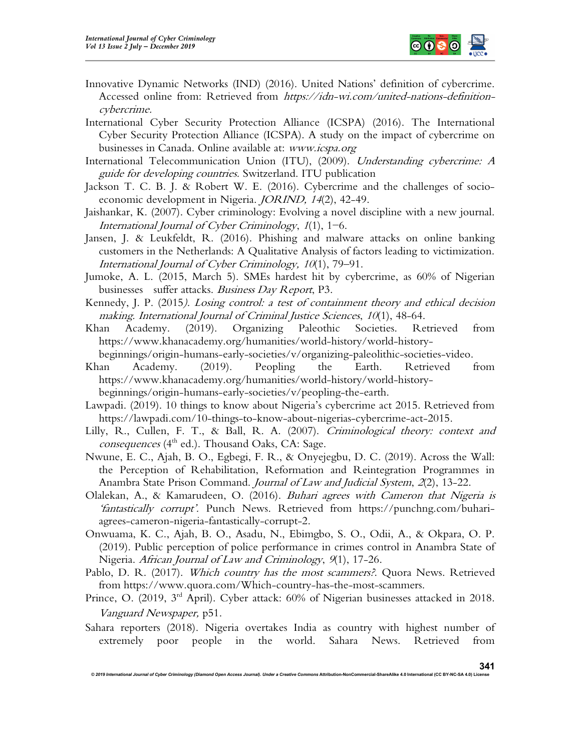Innovative Dynamic Networks (IND) (2016). United Nations' definition of cybercrime. Accessed online from: Retrieved from *https://idn-wi.com/united-nations-definition-cybercrime.*

International Cyber Security Protection Alliance (ICSPA) (2016). The International Cyber Security Protection Alliance (ICSPA). A study on the impact of cybercrime on businesses in Canada. Online available at: *www.icspa.org*

International Telecommunication Union (ITU), (2009). *Understanding cybercrime: A guide for developing countries.* Switzerland. ITU publication

Jackson T. C. B. J. & Robert W. E. (2016). Cybercrime and the challenges of socio-economic development in Nigeria. *JORIND, 14*(2), 42-49.

Jaishankar, K. (2007). Cyber criminology: Evolving a novel discipline with a new journal. *International Journal of Cyber Criminology*, *1*(1), 1–6.

Jansen, J. & Leukfeldt, R. (2016). Phishing and malware attacks on online banking customers in the Netherlands: A Qualitative Analysis of factors leading to victimization. *International Journal of Cyber Criminology, 10*(1), 79–91.

Jumoke, A. L. (2015, March 5). SMEs hardest hit by cybercrime, as 60% of Nigerian businesses suffer attacks. *Business Day Report*, P3.

Kennedy, J. P. (2015*). Losing control: a test of containment theory and ethical decision making. International Journal of Criminal Justice Sciences*, *10*(1), 48-64.

Khan Academy. (2019). Organizing Paleothic Societies. Retrieved from https://www.khanacademy.org/humanities/world-history/world-history-beginnings/origin-humans-early-societies/v/organizing-paleolithic-societies-video.

Khan Academy. (2019). Peopling the Earth. Retrieved from https://www.khanacademy.org/humanities/world-history/world-history-beginnings/origin-humans-early-societies/v/peopling-the-earth.

Lawpadi. (2019). 10 things to know about Nigeria's cybercrime act 2015. Retrieved from https://lawpadi.com/10-things-to-know-about-nigerias-cybercrime-act-2015.

Lilly, R., Cullen, F. T., & Ball, R. A. (2007). *Criminological theory: context and consequences* (4th ed.). Thousand Oaks, CA: Sage.

Nwune, E. C., Ajah, B. O., Egbegi, F. R., & Onyejegbu, D. C. (2019). Across the Wall: the Perception of Rehabilitation, Reformation and Reintegration Programmes in Anambra State Prison Command. *Journal of Law and Judicial System*, *2*(2), 13-22.

Olalekan, A., & Kamarudeen, O. (2016). *Buhari agrees with Cameron that Nigeria is 'fantastically corrupt'.* Punch News. Retrieved from https://punchng.com/buhari-agrees-cameron-nigeria-fantastically-corrupt-2.

Onwuama, K. C., Ajah, B. O., Asadu, N., Ebimgbo, S. O., Odii, A., & Okpara, O. P. (2019). Public perception of police performance in crimes control in Anambra State of Nigeria. *African Journal of Law and Criminology*, *9*(1), 17-26.

Pablo, D. R. (2017). *Which country has the most scammers?.* Quora News. Retrieved from https://www.quora.com/Which-country-has-the-most-scammers.

Prince, O. (2019, 3rd April). Cyber attack: 60% of Nigerian businesses attacked in 2018. *Vanguard Newspaper,* p51.

Sahara reporters (2018). Nigeria overtakes India as country with highest number of extremely poor people in the world. Sahara News. Retrieved from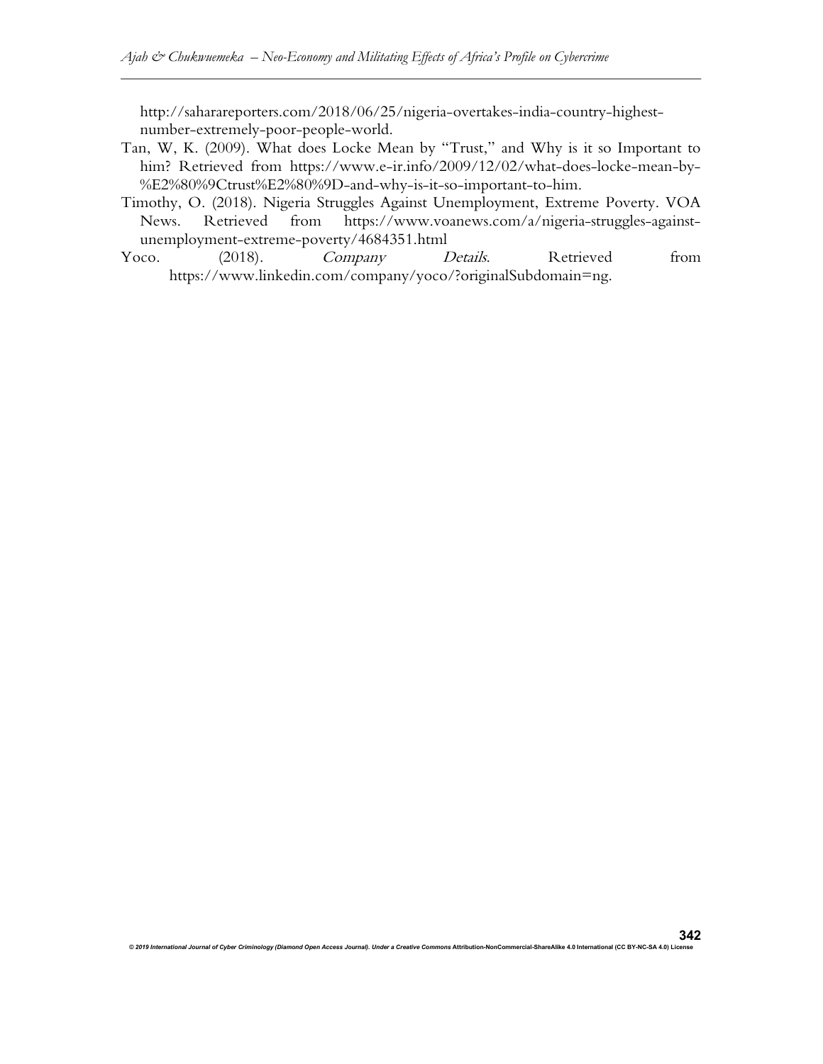http://saharareporters.com/2018/06/25/nigeria-overtakes-india-country-highest-number-extremely-poor-people-world.

Tan, W, K. (2009). What does Locke Mean by "Trust," and Why is it so Important to him? Retrieved from https://www.e-ir.info/2009/12/02/what-does-locke-mean-by-%E2%80%9Ctrust%E2%80%9D-and-why-is-it-so-important-to-him.

Timothy, O. (2018). Nigeria Struggles Against Unemployment, Extreme Poverty. VOA News. Retrieved from https://www.voanews.com/a/nigeria-struggles-against-unemployment-extreme-poverty/4684351.html

Yoco. (2018). *Company Details*. Retrieved from https://www.linkedin.com/company/yoco/?originalSubdomain=ng.